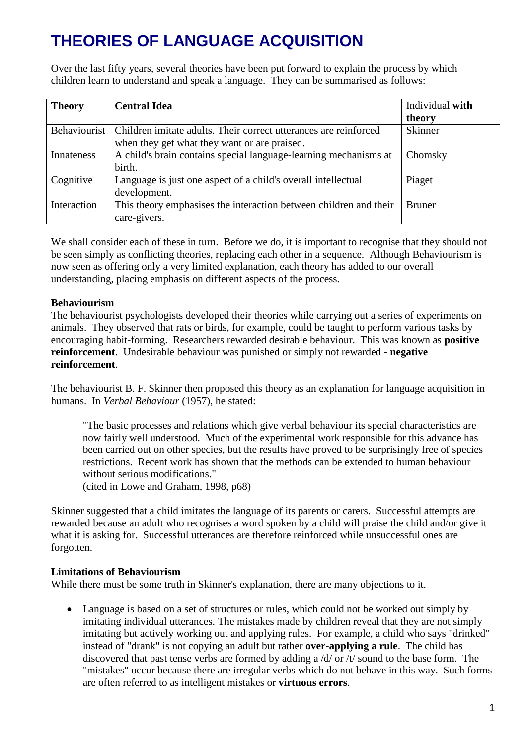# THEORIES OF LANGUAGE ACQUISITION

Over the last fifty years, several theories have been put forward to explain the process by which children learn to understand and speak a language. They can be summarised as follows:

| **Theory** | **Central Idea** | Individual **with theory** |
|---|---|---|
| Behaviourist | Children imitate adults. Their correct utterances are reinforced when they get what they want or are praised. | Skinner |
| Innateness | A child's brain contains special language-learning mechanisms at birth. | Chomsky |
| Cognitive | Language is just one aspect of a child's overall intellectual development. | Piaget |
| Interaction | This theory emphasises the interaction between children and their care-givers. | Bruner |

We shall consider each of these in turn. Before we do, it is important to recognise that they should not be seen simply as conflicting theories, replacing each other in a sequence. Although Behaviourism is now seen as offering only a very limited explanation, each theory has added to our overall understanding, placing emphasis on different aspects of the process.

**Behaviourism**

The behaviourist psychologists developed their theories while carrying out a series of experiments on animals. They observed that rats or birds, for example, could be taught to perform various tasks by encouraging habit-forming. Researchers rewarded desirable behaviour. This was known as **positive reinforcement**. Undesirable behaviour was punished or simply not rewarded **- negative reinforcement**.

The behaviourist B. F. Skinner then proposed this theory as an explanation for language acquisition in humans. In *Verbal Behaviour* (1957), he stated:

> "The basic processes and relations which give verbal behaviour its special characteristics are now fairly well understood. Much of the experimental work responsible for this advance has been carried out on other species, but the results have proved to be surprisingly free of species restrictions. Recent work has shown that the methods can be extended to human behaviour without serious modifications."
> (cited in Lowe and Graham, 1998, p68)

Skinner suggested that a child imitates the language of its parents or carers. Successful attempts are rewarded because an adult who recognises a word spoken by a child will praise the child and/or give it what it is asking for. Successful utterances are therefore reinforced while unsuccessful ones are forgotten.

**Limitations of Behaviourism**

While there must be some truth in Skinner's explanation, there are many objections to it.

- Language is based on a set of structures or rules, which could not be worked out simply by imitating individual utterances. The mistakes made by children reveal that they are not simply imitating but actively working out and applying rules. For example, a child who says "drinked" instead of "drank" is not copying an adult but rather **over-applying a rule**. The child has discovered that past tense verbs are formed by adding a /d/ or /t/ sound to the base form. The "mistakes" occur because there are irregular verbs which do not behave in this way. Such forms are often referred to as intelligent mistakes or **virtuous errors**.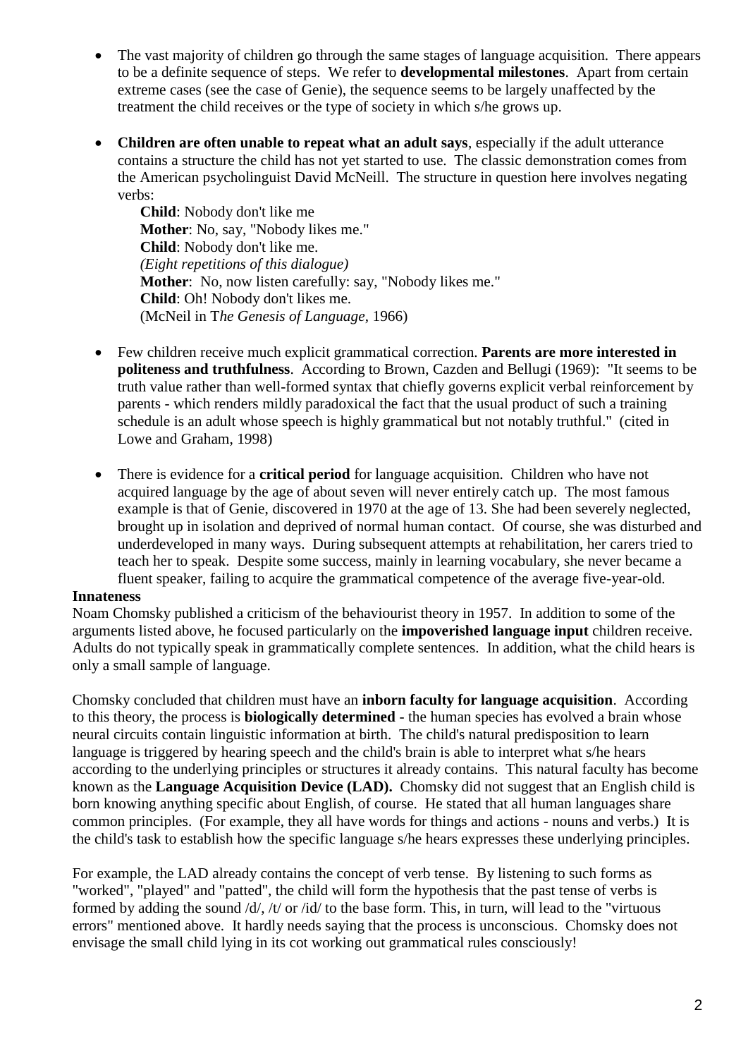- The vast majority of children go through the same stages of language acquisition. There appears to be a definite sequence of steps. We refer to **developmental milestones**. Apart from certain extreme cases (see the case of Genie), the sequence seems to be largely unaffected by the treatment the child receives or the type of society in which s/he grows up.

- **Children are often unable to repeat what an adult says**, especially if the adult utterance contains a structure the child has not yet started to use. The classic demonstration comes from the American psycholinguist David McNeill. The structure in question here involves negating verbs:

  **Child**: Nobody don't like me
  **Mother**: No, say, "Nobody likes me."
  **Child**: Nobody don't like me.
  *(Eight repetitions of this dialogue)*
  **Mother**: No, now listen carefully: say, "Nobody likes me."
  **Child**: Oh! Nobody don't likes me.
  (McNeil in T*he Genesis of Language*, 1966)

- Few children receive much explicit grammatical correction. **Parents are more interested in politeness and truthfulness**. According to Brown, Cazden and Bellugi (1969): "It seems to be truth value rather than well-formed syntax that chiefly governs explicit verbal reinforcement by parents - which renders mildly paradoxical the fact that the usual product of such a training schedule is an adult whose speech is highly grammatical but not notably truthful." (cited in Lowe and Graham, 1998)

- There is evidence for a **critical period** for language acquisition. Children who have not acquired language by the age of about seven will never entirely catch up. The most famous example is that of Genie, discovered in 1970 at the age of 13. She had been severely neglected, brought up in isolation and deprived of normal human contact. Of course, she was disturbed and underdeveloped in many ways. During subsequent attempts at rehabilitation, her carers tried to teach her to speak. Despite some success, mainly in learning vocabulary, she never became a fluent speaker, failing to acquire the grammatical competence of the average five-year-old.

**Innateness**

Noam Chomsky published a criticism of the behaviourist theory in 1957. In addition to some of the arguments listed above, he focused particularly on the **impoverished language input** children receive. Adults do not typically speak in grammatically complete sentences. In addition, what the child hears is only a small sample of language.

Chomsky concluded that children must have an **inborn faculty for language acquisition**. According to this theory, the process is **biologically determined** - the human species has evolved a brain whose neural circuits contain linguistic information at birth. The child's natural predisposition to learn language is triggered by hearing speech and the child's brain is able to interpret what s/he hears according to the underlying principles or structures it already contains. This natural faculty has become known as the **Language Acquisition Device (LAD).** Chomsky did not suggest that an English child is born knowing anything specific about English, of course. He stated that all human languages share common principles. (For example, they all have words for things and actions - nouns and verbs.) It is the child's task to establish how the specific language s/he hears expresses these underlying principles.

For example, the LAD already contains the concept of verb tense. By listening to such forms as "worked", "played" and "patted", the child will form the hypothesis that the past tense of verbs is formed by adding the sound /d/, /t/ or /id/ to the base form. This, in turn, will lead to the "virtuous errors" mentioned above. It hardly needs saying that the process is unconscious. Chomsky does not envisage the small child lying in its cot working out grammatical rules consciously!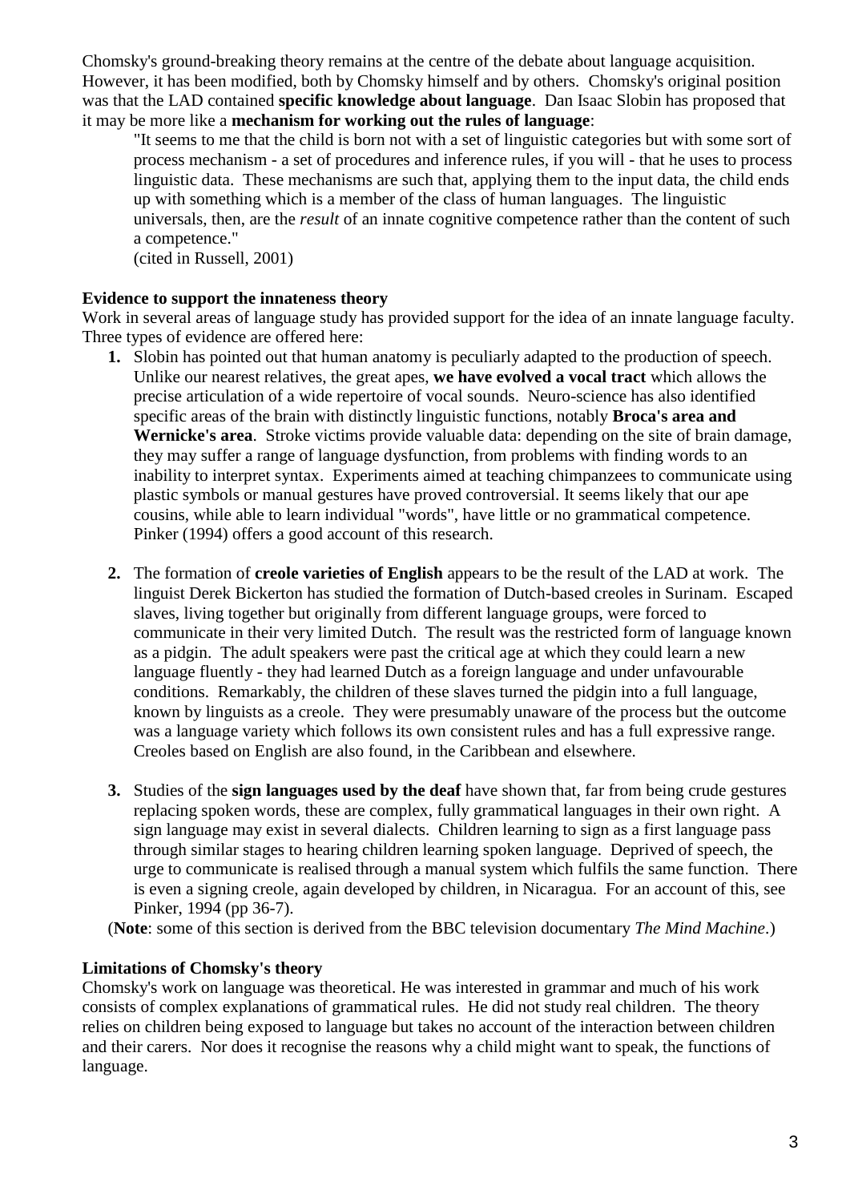Chomsky's ground-breaking theory remains at the centre of the debate about language acquisition. However, it has been modified, both by Chomsky himself and by others. Chomsky's original position was that the LAD contained **specific knowledge about language**. Dan Isaac Slobin has proposed that it may be more like a **mechanism for working out the rules of language**:

> "It seems to me that the child is born not with a set of linguistic categories but with some sort of process mechanism - a set of procedures and inference rules, if you will - that he uses to process linguistic data. These mechanisms are such that, applying them to the input data, the child ends up with something which is a member of the class of human languages. The linguistic universals, then, are the *result* of an innate cognitive competence rather than the content of such a competence."
> (cited in Russell, 2001)

**Evidence to support the innateness theory**

Work in several areas of language study has provided support for the idea of an innate language faculty. Three types of evidence are offered here:

1. Slobin has pointed out that human anatomy is peculiarly adapted to the production of speech. Unlike our nearest relatives, the great apes, **we have evolved a vocal tract** which allows the precise articulation of a wide repertoire of vocal sounds. Neuro-science has also identified specific areas of the brain with distinctly linguistic functions, notably **Broca's area and Wernicke's area**. Stroke victims provide valuable data: depending on the site of brain damage, they may suffer a range of language dysfunction, from problems with finding words to an inability to interpret syntax. Experiments aimed at teaching chimpanzees to communicate using plastic symbols or manual gestures have proved controversial. It seems likely that our ape cousins, while able to learn individual "words", have little or no grammatical competence. Pinker (1994) offers a good account of this research.

2. The formation of **creole varieties of English** appears to be the result of the LAD at work. The linguist Derek Bickerton has studied the formation of Dutch-based creoles in Surinam. Escaped slaves, living together but originally from different language groups, were forced to communicate in their very limited Dutch. The result was the restricted form of language known as a pidgin. The adult speakers were past the critical age at which they could learn a new language fluently - they had learned Dutch as a foreign language and under unfavourable conditions. Remarkably, the children of these slaves turned the pidgin into a full language, known by linguists as a creole. They were presumably unaware of the process but the outcome was a language variety which follows its own consistent rules and has a full expressive range. Creoles based on English are also found, in the Caribbean and elsewhere.

3. Studies of the **sign languages used by the deaf** have shown that, far from being crude gestures replacing spoken words, these are complex, fully grammatical languages in their own right. A sign language may exist in several dialects. Children learning to sign as a first language pass through similar stages to hearing children learning spoken language. Deprived of speech, the urge to communicate is realised through a manual system which fulfils the same function. There is even a signing creole, again developed by children, in Nicaragua. For an account of this, see Pinker, 1994 (pp 36-7).

(**Note**: some of this section is derived from the BBC television documentary *The Mind Machine*.)

**Limitations of Chomsky's theory**

Chomsky's work on language was theoretical. He was interested in grammar and much of his work consists of complex explanations of grammatical rules. He did not study real children. The theory relies on children being exposed to language but takes no account of the interaction between children and their carers. Nor does it recognise the reasons why a child might want to speak, the functions of language.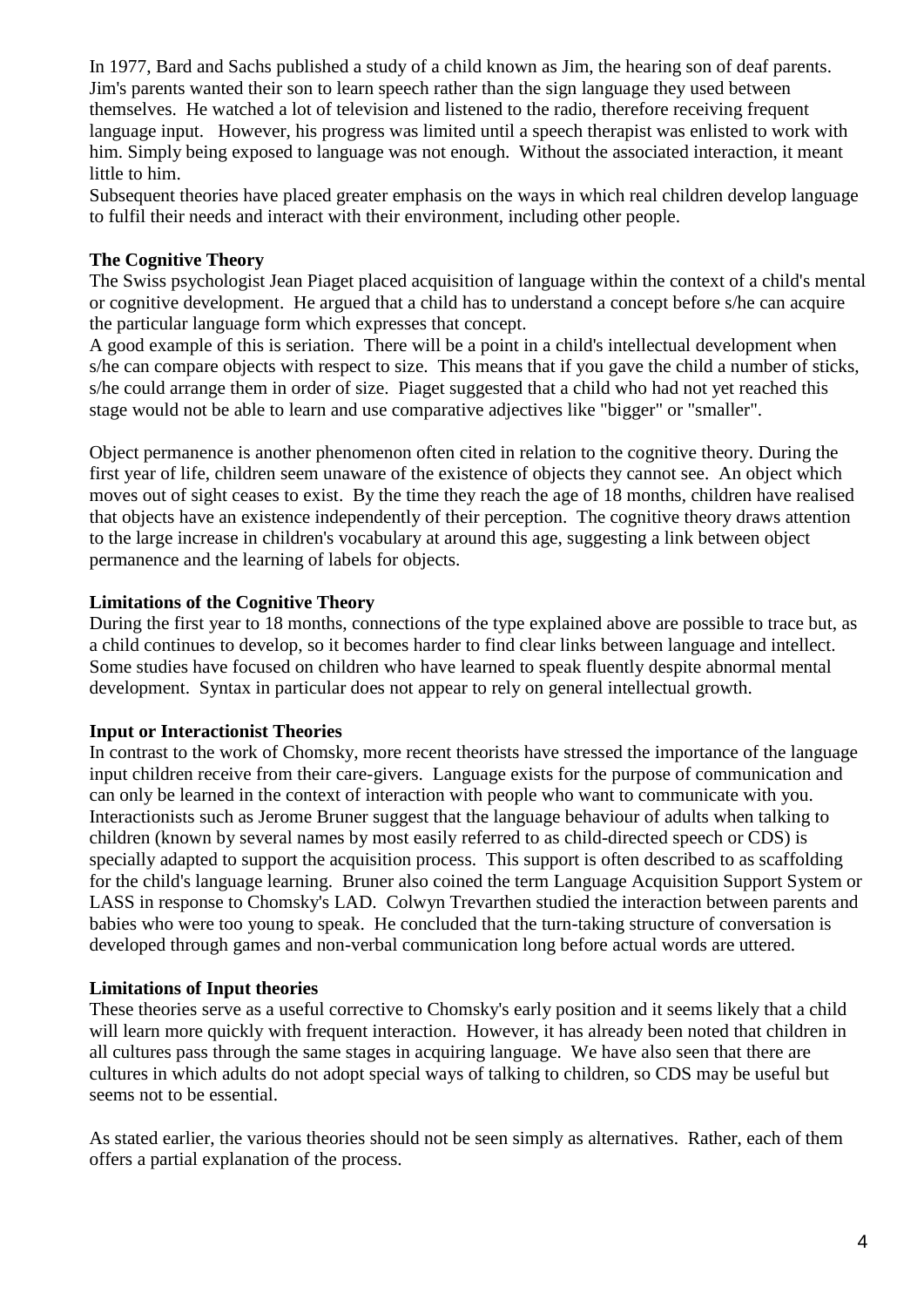In 1977, Bard and Sachs published a study of a child known as Jim, the hearing son of deaf parents. Jim's parents wanted their son to learn speech rather than the sign language they used between themselves. He watched a lot of television and listened to the radio, therefore receiving frequent language input. However, his progress was limited until a speech therapist was enlisted to work with him. Simply being exposed to language was not enough. Without the associated interaction, it meant little to him.

Subsequent theories have placed greater emphasis on the ways in which real children develop language to fulfil their needs and interact with their environment, including other people.

**The Cognitive Theory**

The Swiss psychologist Jean Piaget placed acquisition of language within the context of a child's mental or cognitive development. He argued that a child has to understand a concept before s/he can acquire the particular language form which expresses that concept.

A good example of this is seriation. There will be a point in a child's intellectual development when s/he can compare objects with respect to size. This means that if you gave the child a number of sticks, s/he could arrange them in order of size. Piaget suggested that a child who had not yet reached this stage would not be able to learn and use comparative adjectives like "bigger" or "smaller".

Object permanence is another phenomenon often cited in relation to the cognitive theory. During the first year of life, children seem unaware of the existence of objects they cannot see. An object which moves out of sight ceases to exist. By the time they reach the age of 18 months, children have realised that objects have an existence independently of their perception. The cognitive theory draws attention to the large increase in children's vocabulary at around this age, suggesting a link between object permanence and the learning of labels for objects.

**Limitations of the Cognitive Theory**

During the first year to 18 months, connections of the type explained above are possible to trace but, as a child continues to develop, so it becomes harder to find clear links between language and intellect. Some studies have focused on children who have learned to speak fluently despite abnormal mental development. Syntax in particular does not appear to rely on general intellectual growth.

**Input or Interactionist Theories**

In contrast to the work of Chomsky, more recent theorists have stressed the importance of the language input children receive from their care-givers. Language exists for the purpose of communication and can only be learned in the context of interaction with people who want to communicate with you. Interactionists such as Jerome Bruner suggest that the language behaviour of adults when talking to children (known by several names by most easily referred to as child-directed speech or CDS) is specially adapted to support the acquisition process. This support is often described to as scaffolding for the child's language learning. Bruner also coined the term Language Acquisition Support System or LASS in response to Chomsky's LAD. Colwyn Trevarthen studied the interaction between parents and babies who were too young to speak. He concluded that the turn-taking structure of conversation is developed through games and non-verbal communication long before actual words are uttered.

**Limitations of Input theories**

These theories serve as a useful corrective to Chomsky's early position and it seems likely that a child will learn more quickly with frequent interaction. However, it has already been noted that children in all cultures pass through the same stages in acquiring language. We have also seen that there are cultures in which adults do not adopt special ways of talking to children, so CDS may be useful but seems not to be essential.

As stated earlier, the various theories should not be seen simply as alternatives. Rather, each of them offers a partial explanation of the process.